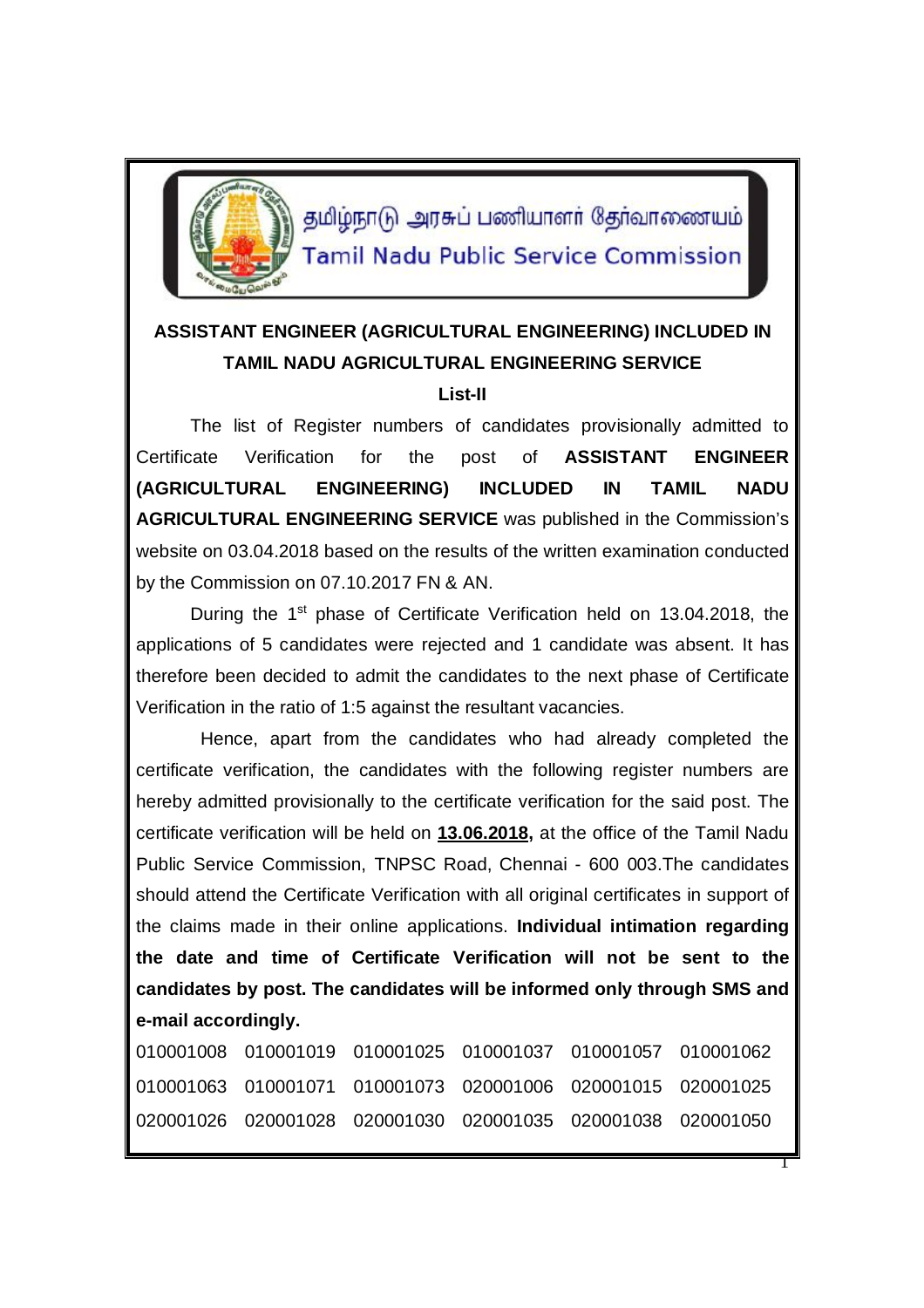தமிழ்நாடு அரசுப் பணியாளர் தேர்வாணையம்

Tamil Nadu Public Service Commission

## ASSISTANT ENGINEER (AGRICULTURAL ENGINEERING) INCLUDED IN TAMIL NADU AGRICULTURAL ENGINEERING SERVICE

### List-II

The list of Register numbers of candidates provisionally admitted to Certificate Verification for the post of **ASSISTANT ENGINEER (AGRICULTURAL ENGINEERING) INCLUDED IN TAMIL NADU AGRICULTURAL ENGINEERING SERVICE** was published in the Commission's website on 03.04.2018 based on the results of the written examination conducted by the Commission on 07.10.2017 FN & AN.

During the 1st phase of Certificate Verification held on 13.04.2018, the applications of 5 candidates were rejected and 1 candidate was absent. It has therefore been decided to admit the candidates to the next phase of Certificate Verification in the ratio of 1:5 against the resultant vacancies.

Hence, apart from the candidates who had already completed the certificate verification, the candidates with the following register numbers are hereby admitted provisionally to the certificate verification for the said post. The certificate verification will be held on **13.06.2018,** at the office of the Tamil Nadu Public Service Commission, TNPSC Road, Chennai - 600 003.The candidates should attend the Certificate Verification with all original certificates in support of the claims made in their online applications. **Individual intimation regarding the date and time of Certificate Verification will not be sent to the candidates by post. The candidates will be informed only through SMS and e-mail accordingly.**

| | | | | | |
|---|---|---|---|---|---|
| 010001008 | 010001019 | 010001025 | 010001037 | 010001057 | 010001062 |
| 010001063 | 010001071 | 010001073 | 020001006 | 020001015 | 020001025 |
| 020001026 | 020001028 | 020001030 | 020001035 | 020001038 | 020001050 |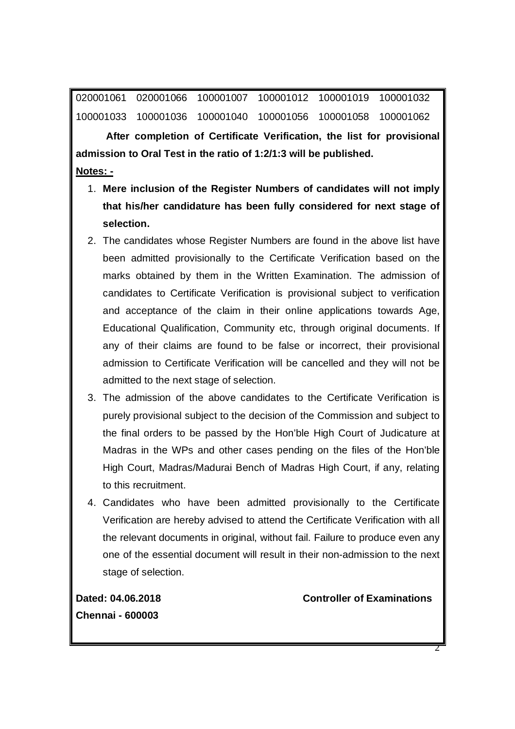| | | | | | |
|---|---|---|---|---|---|
| 020001061 | 020001066 | 100001007 | 100001012 | 100001019 | 100001032 |
| 100001033 | 100001036 | 100001040 | 100001056 | 100001058 | 100001062 |

**After completion of Certificate Verification, the list for provisional admission to Oral Test in the ratio of 1:2/1:3 will be published.**

**Notes: -**

1. **Mere inclusion of the Register Numbers of candidates will not imply that his/her candidature has been fully considered for next stage of selection.**
2. The candidates whose Register Numbers are found in the above list have been admitted provisionally to the Certificate Verification based on the marks obtained by them in the Written Examination. The admission of candidates to Certificate Verification is provisional subject to verification and acceptance of the claim in their online applications towards Age, Educational Qualification, Community etc, through original documents. If any of their claims are found to be false or incorrect, their provisional admission to Certificate Verification will be cancelled and they will not be admitted to the next stage of selection.
3. The admission of the above candidates to the Certificate Verification is purely provisional subject to the decision of the Commission and subject to the final orders to be passed by the Hon'ble High Court of Judicature at Madras in the WPs and other cases pending on the files of the Hon'ble High Court, Madras/Madurai Bench of Madras High Court, if any, relating to this recruitment.
4. Candidates who have been admitted provisionally to the Certificate Verification are hereby advised to attend the Certificate Verification with all the relevant documents in original, without fail. Failure to produce even any one of the essential document will result in their non-admission to the next stage of selection.

**Dated: 04.06.2018** **Controller of Examinations**

**Chennai - 600003**